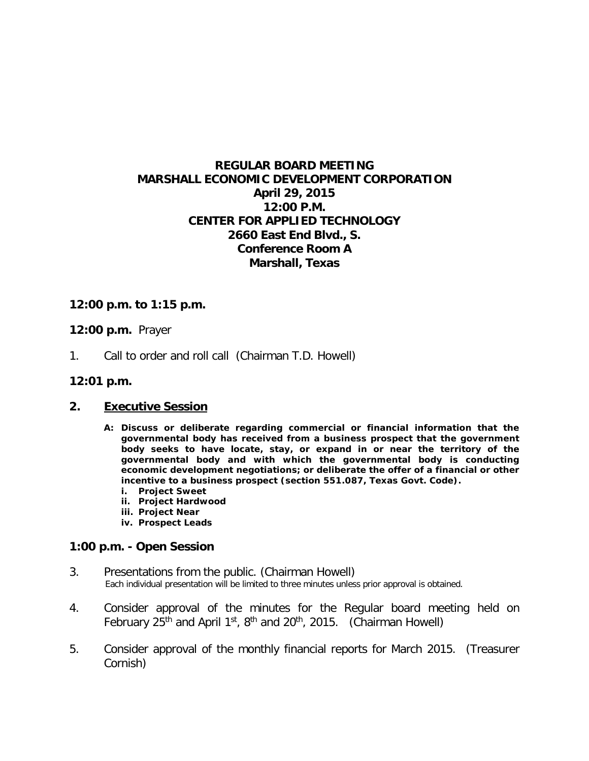# REGULAR BOARD MEETING
# MARSHALL ECONOMIC DEVELOPMENT CORPORATION
## April 29, 2015
## 12:00 P.M.
## CENTER FOR APPLIED TECHNOLOGY
## 2660 East End Blvd., S.
## Conference Room A
## Marshall, Texas

**12:00 p.m. to 1:15 p.m.**

**12:00 p.m.** Prayer

1. Call to order and roll call (Chairman T.D. Howell)

**12:01 p.m.**

2. **Executive Session**

   **A: Discuss or deliberate regarding commercial or financial information that the governmental body has received from a business prospect that the government body seeks to have locate, stay, or expand in or near the territory of the governmental body and with which the governmental body is conducting economic development negotiations; or deliberate the offer of a financial or other incentive to a business prospect (section 551.087, Texas Govt. Code).**

   **i. Project Sweet**
   **ii. Project Hardwood**
   **iii. Project Near**
   **iv. Prospect Leads**

**1:00 p.m. - Open Session**

3. Presentations from the public. (Chairman Howell)
   Each individual presentation will be limited to three minutes unless prior approval is obtained.

4. Consider approval of the minutes for the Regular board meeting held on February 25th and April 1st, 8th and 20th, 2015. (Chairman Howell)

5. Consider approval of the monthly financial reports for March 2015. (Treasurer Cornish)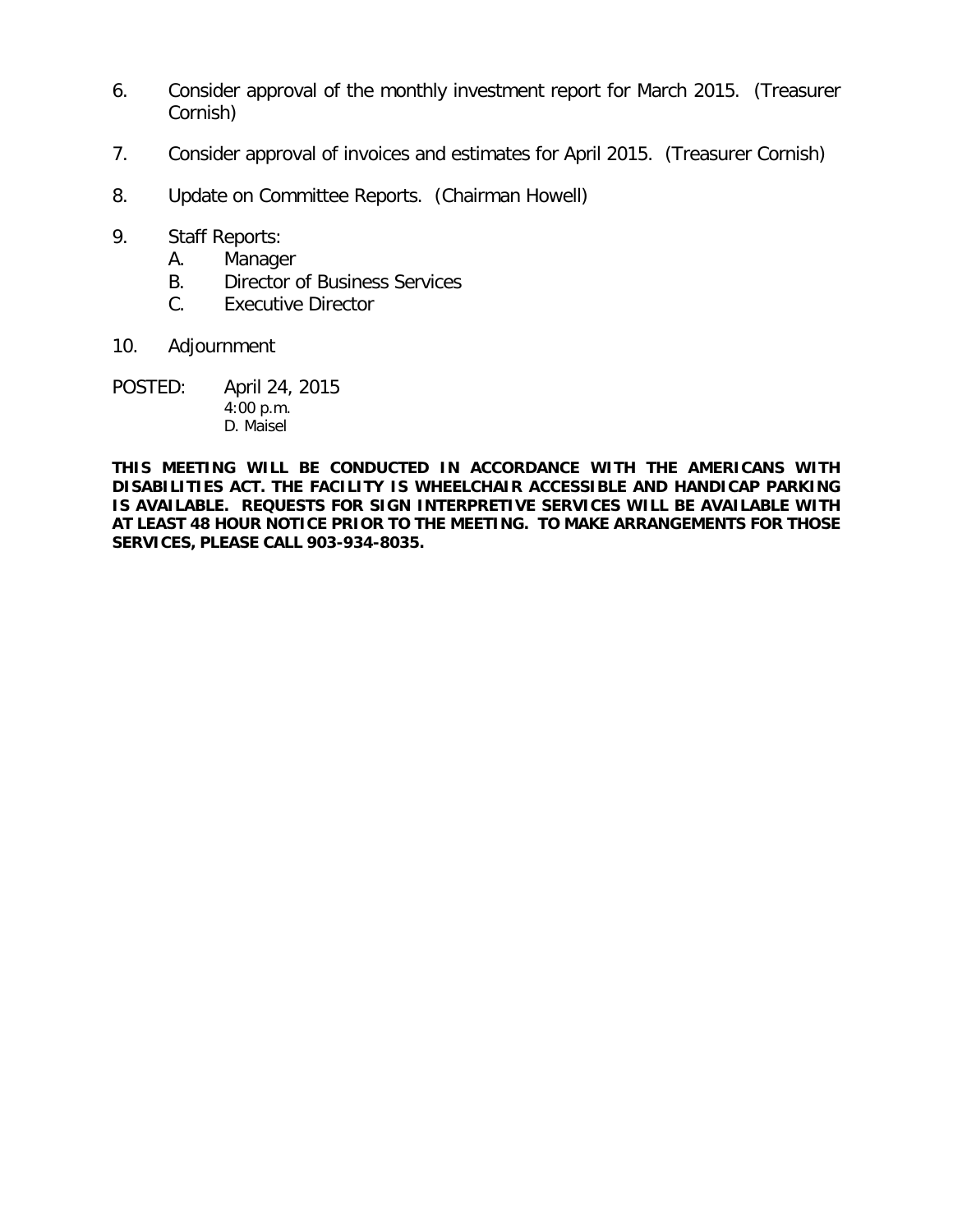6. Consider approval of the monthly investment report for March 2015. (Treasurer Cornish)

7. Consider approval of invoices and estimates for April 2015. (Treasurer Cornish)

8. Update on Committee Reports. (Chairman Howell)

9. Staff Reports:
   - A. Manager
   - B. Director of Business Services
   - C. Executive Director

10. Adjournment

POSTED: April 24, 2015
4:00 p.m.
D. Maisel

**THIS MEETING WILL BE CONDUCTED IN ACCORDANCE WITH THE AMERICANS WITH DISABILITIES ACT. THE FACILITY IS WHEELCHAIR ACCESSIBLE AND HANDICAP PARKING IS AVAILABLE. REQUESTS FOR SIGN INTERPRETIVE SERVICES WILL BE AVAILABLE WITH AT LEAST 48 HOUR NOTICE PRIOR TO THE MEETING. TO MAKE ARRANGEMENTS FOR THOSE SERVICES, PLEASE CALL 903-934-8035.**